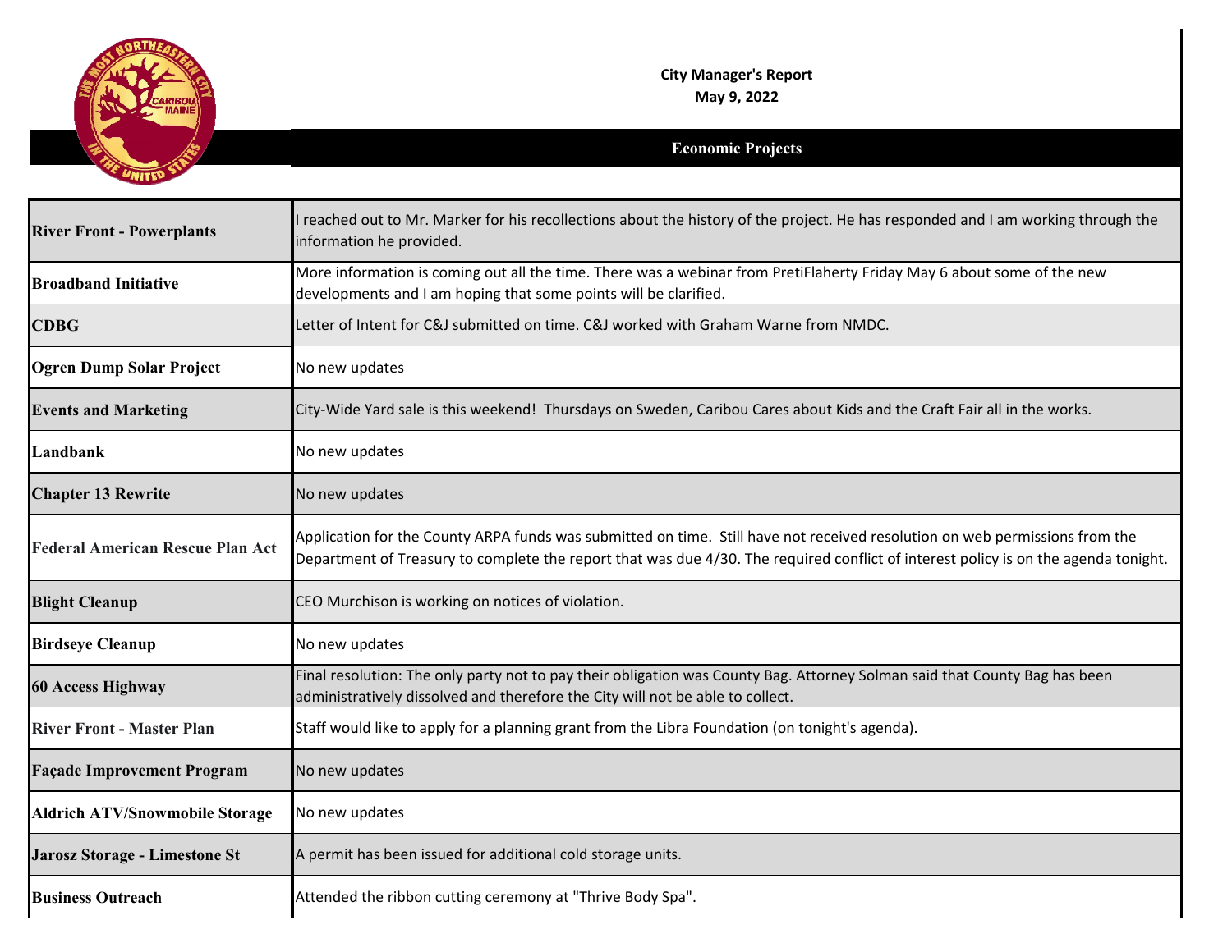# City Manager's Report

**May 9, 2022**

## Economic Projects

| | |
|---|---|
| **River Front - Powerplants** | I reached out to Mr. Marker for his recollections about the history of the project. He has responded and I am working through the information he provided. |
| **Broadband Initiative** | More information is coming out all the time. There was a webinar from PretiFlaherty Friday May 6 about some of the new developments and I am hoping that some points will be clarified. |
| **CDBG** | Letter of Intent for C&J submitted on time. C&J worked with Graham Warne from NMDC. |
| **Ogren Dump Solar Project** | No new updates |
| **Events and Marketing** | City-Wide Yard sale is this weekend! Thursdays on Sweden, Caribou Cares about Kids and the Craft Fair all in the works. |
| **Landbank** | No new updates |
| **Chapter 13 Rewrite** | No new updates |
| **Federal American Rescue Plan Act** | Application for the County ARPA funds was submitted on time. Still have not received resolution on web permissions from the Department of Treasury to complete the report that was due 4/30. The required conflict of interest policy is on the agenda tonight. |
| **Blight Cleanup** | CEO Murchison is working on notices of violation. |
| **Birdseye Cleanup** | No new updates |
| **60 Access Highway** | Final resolution: The only party not to pay their obligation was County Bag. Attorney Solman said that County Bag has been administratively dissolved and therefore the City will not be able to collect. |
| **River Front - Master Plan** | Staff would like to apply for a planning grant from the Libra Foundation (on tonight's agenda). |
| **Façade Improvement Program** | No new updates |
| **Aldrich ATV/Snowmobile Storage** | No new updates |
| **Jarosz Storage - Limestone St** | A permit has been issued for additional cold storage units. |
| **Business Outreach** | Attended the ribbon cutting ceremony at "Thrive Body Spa". |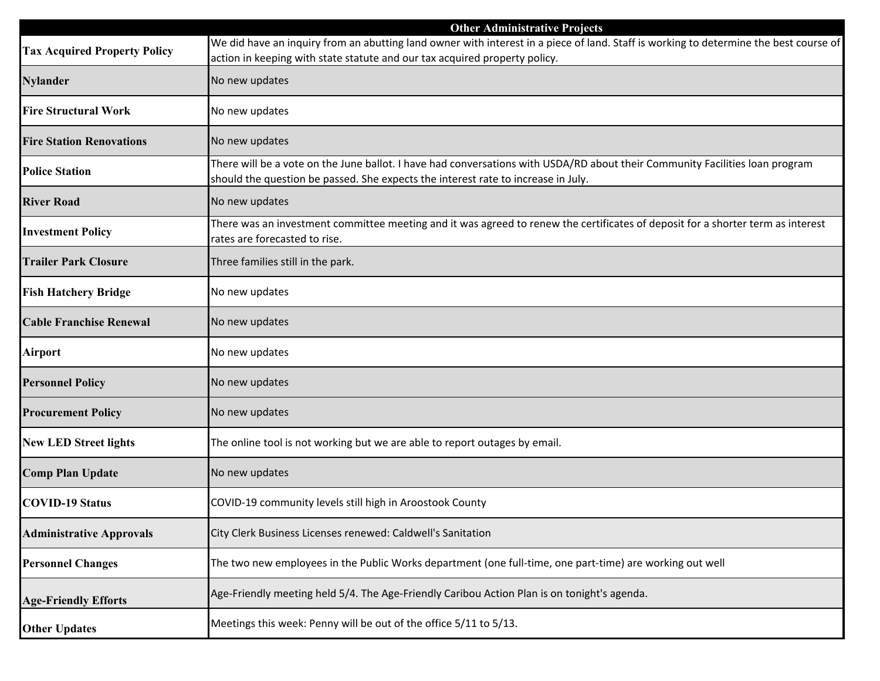| Other Administrative Projects | |
|---|---|
| **Tax Acquired Property Policy** | We did have an inquiry from an abutting land owner with interest in a piece of land. Staff is working to determine the best course of action in keeping with state statute and our tax acquired property policy. |
| **Nylander** | No new updates |
| **Fire Structural Work** | No new updates |
| **Fire Station Renovations** | No new updates |
| **Police Station** | There will be a vote on the June ballot. I have had conversations with USDA/RD about their Community Facilities loan program should the question be passed. She expects the interest rate to increase in July. |
| **River Road** | No new updates |
| **Investment Policy** | There was an investment committee meeting and it was agreed to renew the certificates of deposit for a shorter term as interest rates are forecasted to rise. |
| **Trailer Park Closure** | Three families still in the park. |
| **Fish Hatchery Bridge** | No new updates |
| **Cable Franchise Renewal** | No new updates |
| **Airport** | No new updates |
| **Personnel Policy** | No new updates |
| **Procurement Policy** | No new updates |
| **New LED Street lights** | The online tool is not working but we are able to report outages by email. |
| **Comp Plan Update** | No new updates |
| **COVID-19 Status** | COVID-19 community levels still high in Aroostook County |
| **Administrative Approvals** | City Clerk Business Licenses renewed: Caldwell's Sanitation |
| **Personnel Changes** | The two new employees in the Public Works department (one full-time, one part-time) are working out well |
| **Age-Friendly Efforts** | Age-Friendly meeting held 5/4. The Age-Friendly Caribou Action Plan is on tonight's agenda. |
| **Other Updates** | Meetings this week: Penny will be out of the office 5/11 to 5/13. |